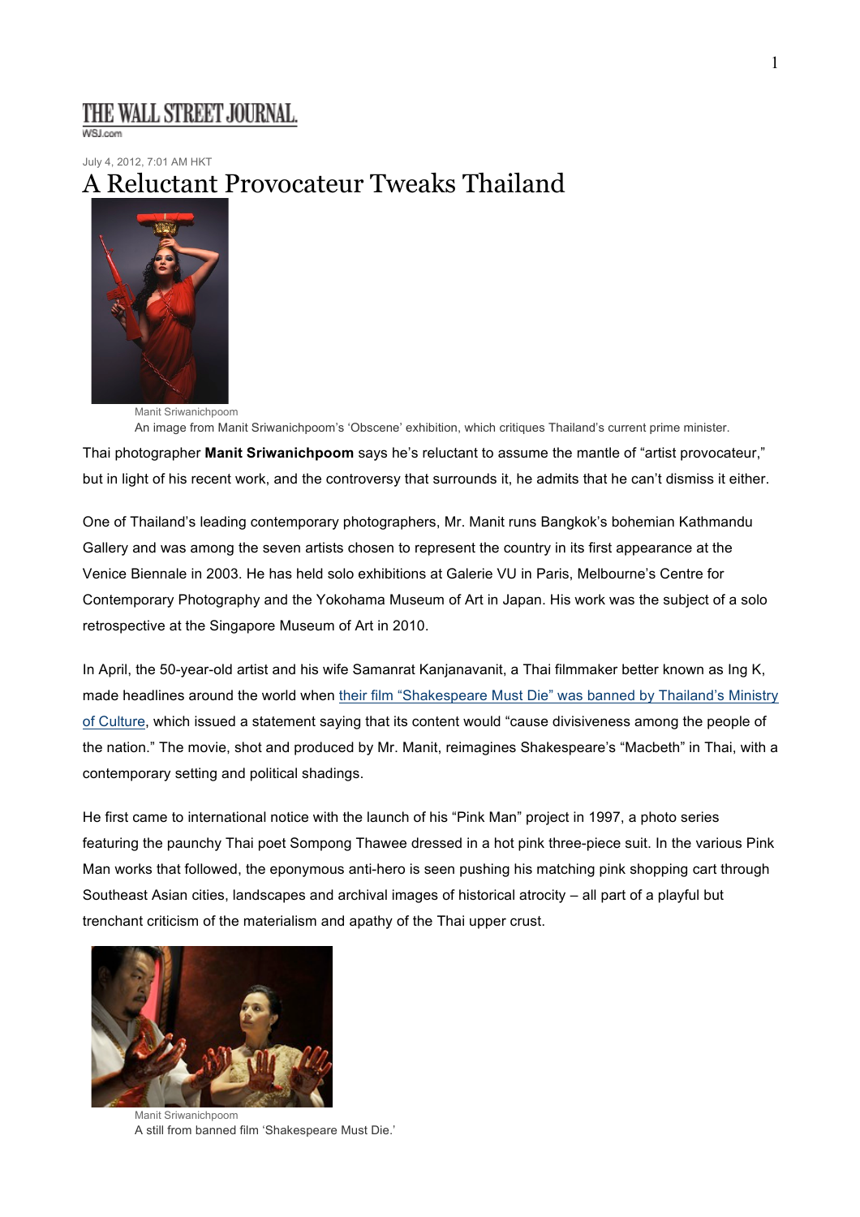THE WALL STREET JOURNAL.
WSJ.com

July 4, 2012, 7:01 AM HKT

# A Reluctant Provocateur Tweaks Thailand

Manit Sriwanichpoom
An image from Manit Sriwanichpoom's 'Obscene' exhibition, which critiques Thailand's current prime minister.

Thai photographer **Manit Sriwanichpoom** says he's reluctant to assume the mantle of "artist provocateur," but in light of his recent work, and the controversy that surrounds it, he admits that he can't dismiss it either.

One of Thailand's leading contemporary photographers, Mr. Manit runs Bangkok's bohemian Kathmandu Gallery and was among the seven artists chosen to represent the country in its first appearance at the Venice Biennale in 2003. He has held solo exhibitions at Galerie VU in Paris, Melbourne's Centre for Contemporary Photography and the Yokohama Museum of Art in Japan. His work was the subject of a solo retrospective at the Singapore Museum of Art in 2010.

In April, the 50-year-old artist and his wife Samanrat Kanjanavanit, a Thai filmmaker better known as Ing K, made headlines around the world when their film "Shakespeare Must Die" was banned by Thailand's Ministry of Culture, which issued a statement saying that its content would "cause divisiveness among the people of the nation." The movie, shot and produced by Mr. Manit, reimagines Shakespeare's "Macbeth" in Thai, with a contemporary setting and political shadings.

He first came to international notice with the launch of his "Pink Man" project in 1997, a photo series featuring the paunchy Thai poet Sompong Thawee dressed in a hot pink three-piece suit. In the various Pink Man works that followed, the eponymous anti-hero is seen pushing his matching pink shopping cart through Southeast Asian cities, landscapes and archival images of historical atrocity – all part of a playful but trenchant criticism of the materialism and apathy of the Thai upper crust.

Manit Sriwanichpoom
A still from banned film 'Shakespeare Must Die.'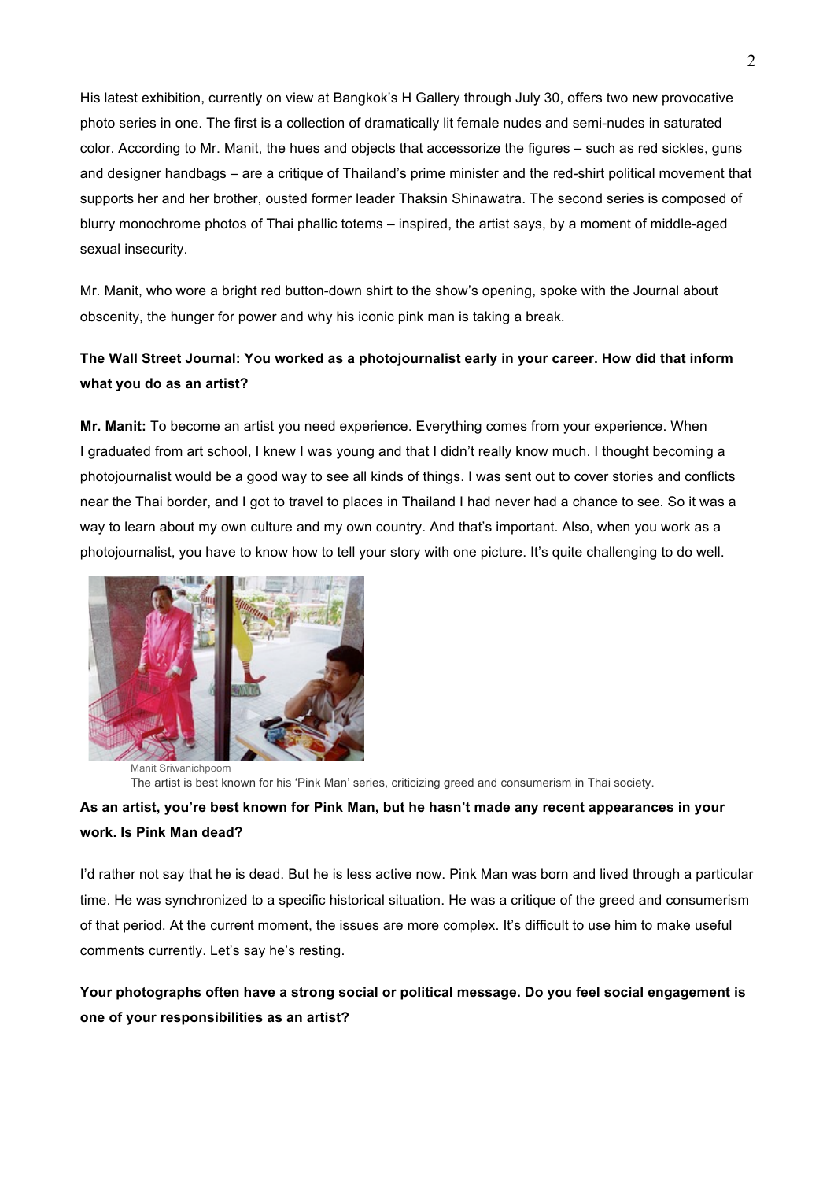His latest exhibition, currently on view at Bangkok's H Gallery through July 30, offers two new provocative photo series in one. The first is a collection of dramatically lit female nudes and semi-nudes in saturated color. According to Mr. Manit, the hues and objects that accessorize the figures – such as red sickles, guns and designer handbags – are a critique of Thailand's prime minister and the red-shirt political movement that supports her and her brother, ousted former leader Thaksin Shinawatra. The second series is composed of blurry monochrome photos of Thai phallic totems – inspired, the artist says, by a moment of middle-aged sexual insecurity.

Mr. Manit, who wore a bright red button-down shirt to the show's opening, spoke with the Journal about obscenity, the hunger for power and why his iconic pink man is taking a break.

**The Wall Street Journal: You worked as a photojournalist early in your career. How did that inform what you do as an artist?**

**Mr. Manit:** To become an artist you need experience. Everything comes from your experience. When I graduated from art school, I knew I was young and that I didn't really know much. I thought becoming a photojournalist would be a good way to see all kinds of things. I was sent out to cover stories and conflicts near the Thai border, and I got to travel to places in Thailand I had never had a chance to see. So it was a way to learn about my own culture and my own country. And that's important. Also, when you work as a photojournalist, you have to know how to tell your story with one picture. It's quite challenging to do well.

Manit Sriwanichpoom
The artist is best known for his 'Pink Man' series, criticizing greed and consumerism in Thai society.

**As an artist, you're best known for Pink Man, but he hasn't made any recent appearances in your work. Is Pink Man dead?**

I'd rather not say that he is dead. But he is less active now. Pink Man was born and lived through a particular time. He was synchronized to a specific historical situation. He was a critique of the greed and consumerism of that period. At the current moment, the issues are more complex. It's difficult to use him to make useful comments currently. Let's say he's resting.

**Your photographs often have a strong social or political message. Do you feel social engagement is one of your responsibilities as an artist?**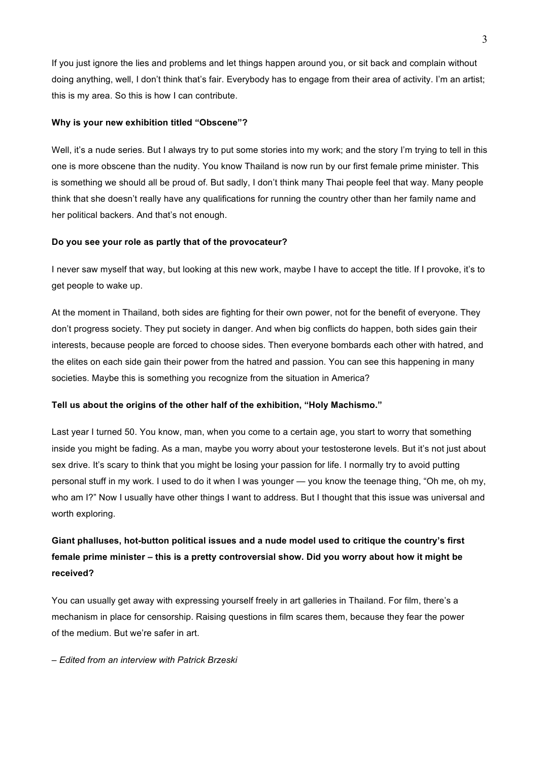If you just ignore the lies and problems and let things happen around you, or sit back and complain without doing anything, well, I don't think that's fair. Everybody has to engage from their area of activity. I'm an artist; this is my area. So this is how I can contribute.

**Why is your new exhibition titled "Obscene"?**

Well, it's a nude series. But I always try to put some stories into my work; and the story I'm trying to tell in this one is more obscene than the nudity. You know Thailand is now run by our first female prime minister. This is something we should all be proud of. But sadly, I don't think many Thai people feel that way. Many people think that she doesn't really have any qualifications for running the country other than her family name and her political backers. And that's not enough.

**Do you see your role as partly that of the provocateur?**

I never saw myself that way, but looking at this new work, maybe I have to accept the title. If I provoke, it's to get people to wake up.

At the moment in Thailand, both sides are fighting for their own power, not for the benefit of everyone. They don't progress society. They put society in danger. And when big conflicts do happen, both sides gain their interests, because people are forced to choose sides. Then everyone bombards each other with hatred, and the elites on each side gain their power from the hatred and passion. You can see this happening in many societies. Maybe this is something you recognize from the situation in America?

**Tell us about the origins of the other half of the exhibition, "Holy Machismo."**

Last year I turned 50. You know, man, when you come to a certain age, you start to worry that something inside you might be fading. As a man, maybe you worry about your testosterone levels. But it's not just about sex drive. It's scary to think that you might be losing your passion for life. I normally try to avoid putting personal stuff in my work. I used to do it when I was younger — you know the teenage thing, "Oh me, oh my, who am I?" Now I usually have other things I want to address. But I thought that this issue was universal and worth exploring.

**Giant phalluses, hot-button political issues and a nude model used to critique the country's first female prime minister – this is a pretty controversial show. Did you worry about how it might be received?**

You can usually get away with expressing yourself freely in art galleries in Thailand. For film, there's a mechanism in place for censorship. Raising questions in film scares them, because they fear the power of the medium. But we're safer in art.

*– Edited from an interview with Patrick Brzeski*